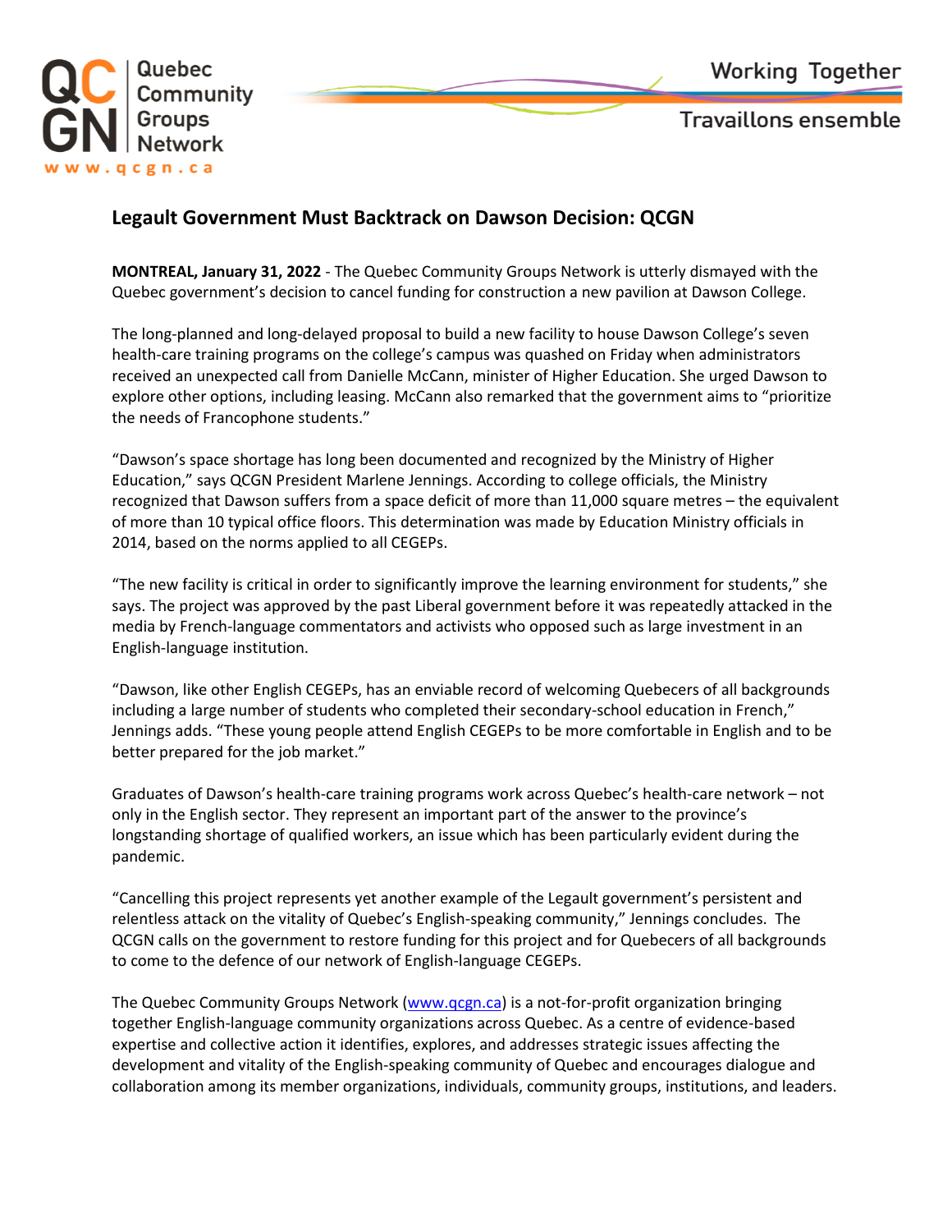Quebec Community Groups Network
www.qcgn.ca

Working Together
Travaillons ensemble

## Legault Government Must Backtrack on Dawson Decision: QCGN

**MONTREAL, January 31, 2022** - The Quebec Community Groups Network is utterly dismayed with the Quebec government's decision to cancel funding for construction a new pavilion at Dawson College.

The long-planned and long-delayed proposal to build a new facility to house Dawson College's seven health-care training programs on the college's campus was quashed on Friday when administrators received an unexpected call from Danielle McCann, minister of Higher Education. She urged Dawson to explore other options, including leasing. McCann also remarked that the government aims to "prioritize the needs of Francophone students."

"Dawson's space shortage has long been documented and recognized by the Ministry of Higher Education," says QCGN President Marlene Jennings. According to college officials, the Ministry recognized that Dawson suffers from a space deficit of more than 11,000 square metres – the equivalent of more than 10 typical office floors. This determination was made by Education Ministry officials in 2014, based on the norms applied to all CEGEPs.

"The new facility is critical in order to significantly improve the learning environment for students," she says. The project was approved by the past Liberal government before it was repeatedly attacked in the media by French-language commentators and activists who opposed such as large investment in an English-language institution.

"Dawson, like other English CEGEPs, has an enviable record of welcoming Quebecers of all backgrounds including a large number of students who completed their secondary-school education in French," Jennings adds. "These young people attend English CEGEPs to be more comfortable in English and to be better prepared for the job market."

Graduates of Dawson's health-care training programs work across Quebec's health-care network – not only in the English sector. They represent an important part of the answer to the province's longstanding shortage of qualified workers, an issue which has been particularly evident during the pandemic.

"Cancelling this project represents yet another example of the Legault government's persistent and relentless attack on the vitality of Quebec's English-speaking community," Jennings concludes. The QCGN calls on the government to restore funding for this project and for Quebecers of all backgrounds to come to the defence of our network of English-language CEGEPs.

The Quebec Community Groups Network (www.qcgn.ca) is a not-for-profit organization bringing together English-language community organizations across Quebec. As a centre of evidence-based expertise and collective action it identifies, explores, and addresses strategic issues affecting the development and vitality of the English-speaking community of Quebec and encourages dialogue and collaboration among its member organizations, individuals, community groups, institutions, and leaders.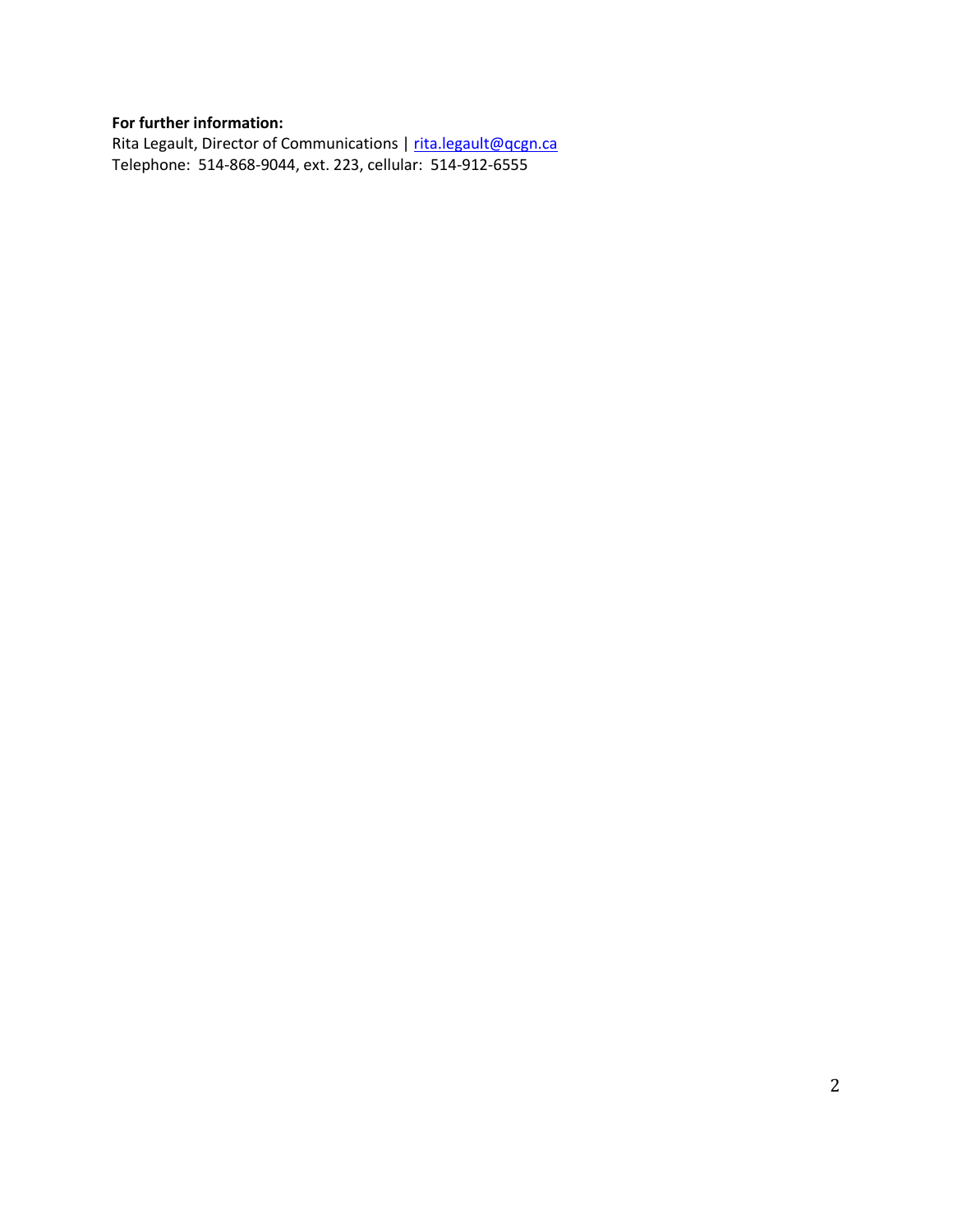**For further information:**
Rita Legault, Director of Communications | rita.legault@qcgn.ca
Telephone: 514-868-9044, ext. 223, cellular: 514-912-6555